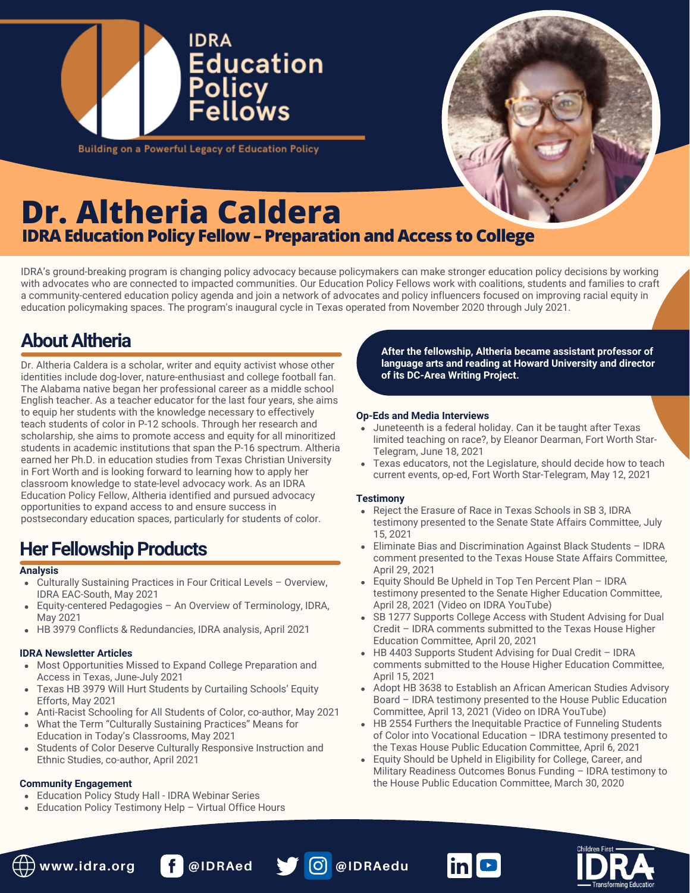# IDRA Education Policy Fellows

Building on a Powerful Legacy of Education Policy

# Dr. Altheria Caldera

## IDRA Education Policy Fellow – Preparation and Access to College

IDRA's ground-breaking program is changing policy advocacy because policymakers can make stronger education policy decisions by working with advocates who are connected to impacted communities. Our Education Policy Fellows work with coalitions, students and families to craft a community-centered education policy agenda and join a network of advocates and policy influencers focused on improving racial equity in education policymaking spaces. The program's inaugural cycle in Texas operated from November 2020 through July 2021.

## About Altheria

Dr. Altheria Caldera is a scholar, writer and equity activist whose other identities include dog-lover, nature-enthusiast and college football fan. The Alabama native began her professional career as a middle school English teacher. As a teacher educator for the last four years, she aims to equip her students with the knowledge necessary to effectively teach students of color in P-12 schools. Through her research and scholarship, she aims to promote access and equity for all minoritized students in academic institutions that span the P-16 spectrum. Altheria earned her Ph.D. in education studies from Texas Christian University in Fort Worth and is looking forward to learning how to apply her classroom knowledge to state-level advocacy work. As an IDRA Education Policy Fellow, Altheria identified and pursued advocacy opportunities to expand access to and ensure success in postsecondary education spaces, particularly for students of color.

## Her Fellowship Products

### Analysis

- Culturally Sustaining Practices in Four Critical Levels – Overview, IDRA EAC-South, May 2021
- Equity-centered Pedagogies – An Overview of Terminology, IDRA, May 2021
- HB 3979 Conflicts & Redundancies, IDRA analysis, April 2021

### IDRA Newsletter Articles

- Most Opportunities Missed to Expand College Preparation and Access in Texas, June-July 2021
- Texas HB 3979 Will Hurt Students by Curtailing Schools' Equity Efforts, May 2021
- Anti-Racist Schooling for All Students of Color, co-author, May 2021
- What the Term "Culturally Sustaining Practices" Means for Education in Today's Classrooms, May 2021
- Students of Color Deserve Culturally Responsive Instruction and Ethnic Studies, co-author, April 2021

### Community Engagement

- Education Policy Study Hall - IDRA Webinar Series
- Education Policy Testimony Help – Virtual Office Hours

**After the fellowship, Altheria became assistant professor of language arts and reading at Howard University and director of its DC-Area Writing Project.**

### Op-Eds and Media Interviews

- Juneteenth is a federal holiday. Can it be taught after Texas limited teaching on race?, by Eleanor Dearman, Fort Worth Star-Telegram, June 18, 2021
- Texas educators, not the Legislature, should decide how to teach current events, op-ed, Fort Worth Star-Telegram, May 12, 2021

### Testimony

- Reject the Erasure of Race in Texas Schools in SB 3, IDRA testimony presented to the Senate State Affairs Committee, July 15, 2021
- Eliminate Bias and Discrimination Against Black Students – IDRA comment presented to the Texas House State Affairs Committee, April 29, 2021
- Equity Should Be Upheld in Top Ten Percent Plan – IDRA testimony presented to the Senate Higher Education Committee, April 28, 2021 (Video on IDRA YouTube)
- SB 1277 Supports College Access with Student Advising for Dual Credit – IDRA comments submitted to the Texas House Higher Education Committee, April 20, 2021
- HB 4403 Supports Student Advising for Dual Credit – IDRA comments submitted to the House Higher Education Committee, April 15, 2021
- Adopt HB 3638 to Establish an African American Studies Advisory Board – IDRA testimony presented to the House Public Education Committee, April 13, 2021 (Video on IDRA YouTube)
- HB 2554 Furthers the Inequitable Practice of Funneling Students of Color into Vocational Education – IDRA testimony presented to the Texas House Public Education Committee, April 6, 2021
- Equity Should be Upheld in Eligibility for College, Career, and Military Readiness Outcomes Bonus Funding – IDRA testimony to the House Public Education Committee, March 30, 2020

www.idra.org | @IDRAed | @IDRAedu

Children First IDRA Transforming Education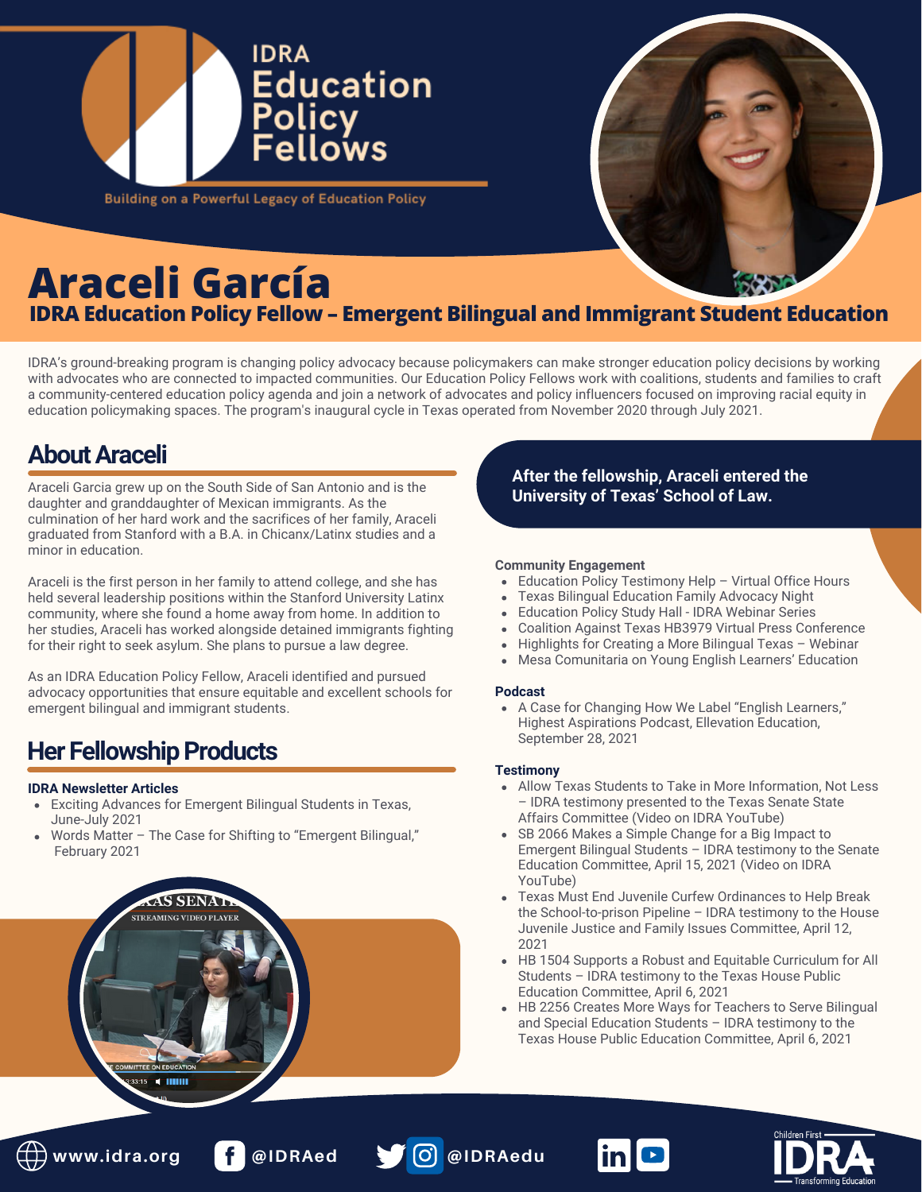IDRA Education Policy Fellows

Building on a Powerful Legacy of Education Policy

# Araceli García

## IDRA Education Policy Fellow – Emergent Bilingual and Immigrant Student Education

IDRA's ground-breaking program is changing policy advocacy because policymakers can make stronger education policy decisions by working with advocates who are connected to impacted communities. Our Education Policy Fellows work with coalitions, students and families to craft a community-centered education policy agenda and join a network of advocates and policy influencers focused on improving racial equity in education policymaking spaces. The program's inaugural cycle in Texas operated from November 2020 through July 2021.

## About Araceli

Araceli Garcia grew up on the South Side of San Antonio and is the daughter and granddaughter of Mexican immigrants. As the culmination of her hard work and the sacrifices of her family, Araceli graduated from Stanford with a B.A. in Chicanx/Latinx studies and a minor in education.

Araceli is the first person in her family to attend college, and she has held several leadership positions within the Stanford University Latinx community, where she found a home away from home. In addition to her studies, Araceli has worked alongside detained immigrants fighting for their right to seek asylum. She plans to pursue a law degree.

As an IDRA Education Policy Fellow, Araceli identified and pursued advocacy opportunities that ensure equitable and excellent schools for emergent bilingual and immigrant students.

**After the fellowship, Araceli entered the University of Texas' School of Law.**

## Her Fellowship Products

**IDRA Newsletter Articles**

- Exciting Advances for Emergent Bilingual Students in Texas, June-July 2021
- Words Matter – The Case for Shifting to "Emergent Bilingual," February 2021

**Community Engagement**

- Education Policy Testimony Help – Virtual Office Hours
- Texas Bilingual Education Family Advocacy Night
- Education Policy Study Hall - IDRA Webinar Series
- Coalition Against Texas HB3979 Virtual Press Conference
- Highlights for Creating a More Bilingual Texas – Webinar
- Mesa Comunitaria on Young English Learners' Education

**Podcast**

- A Case for Changing How We Label "English Learners," Highest Aspirations Podcast, Ellevation Education, September 28, 2021

**Testimony**

- Allow Texas Students to Take in More Information, Not Less – IDRA testimony presented to the Texas Senate State Affairs Committee (Video on IDRA YouTube)
- SB 2066 Makes a Simple Change for a Big Impact to Emergent Bilingual Students – IDRA testimony to the Senate Education Committee, April 15, 2021 (Video on IDRA YouTube)
- Texas Must End Juvenile Curfew Ordinances to Help Break the School-to-prison Pipeline – IDRA testimony to the House Juvenile Justice and Family Issues Committee, April 12, 2021
- HB 1504 Supports a Robust and Equitable Curriculum for All Students – IDRA testimony to the Texas House Public Education Committee, April 6, 2021
- HB 2256 Creates More Ways for Teachers to Serve Bilingual and Special Education Students – IDRA testimony to the Texas House Public Education Committee, April 6, 2021

www.idra.org | @IDRAed | @IDRAedu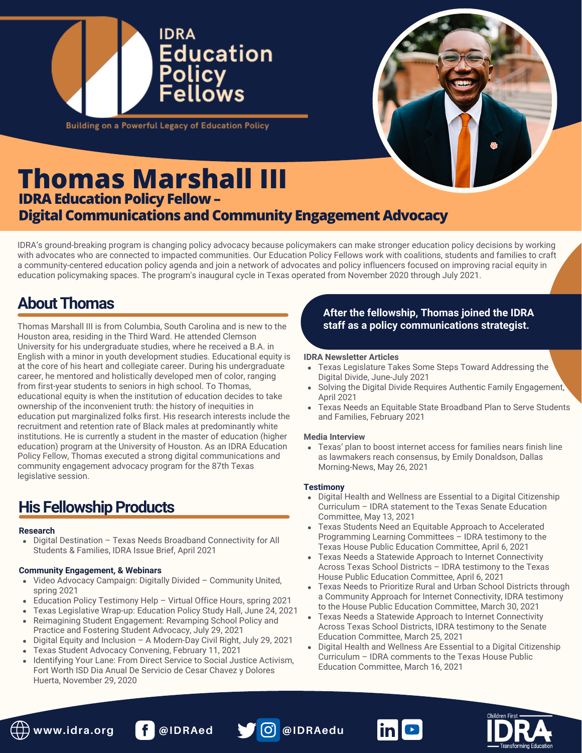IDRA Education Policy Fellows

Building on a Powerful Legacy of Education Policy

# Thomas Marshall III

## IDRA Education Policy Fellow – Digital Communications and Community Engagement Advocacy

IDRA's ground-breaking program is changing policy advocacy because policymakers can make stronger education policy decisions by working with advocates who are connected to impacted communities. Our Education Policy Fellows work with coalitions, students and families to craft a community-centered education policy agenda and join a network of advocates and policy influencers focused on improving racial equity in education policymaking spaces. The program's inaugural cycle in Texas operated from November 2020 through July 2021.

## About Thomas

Thomas Marshall III is from Columbia, South Carolina and is new to the Houston area, residing in the Third Ward. He attended Clemson University for his undergraduate studies, where he received a B.A. in English with a minor in youth development studies. Educational equity is at the core of his heart and collegiate career. During his undergraduate career, he mentored and holistically developed men of color, ranging from first-year students to seniors in high school. To Thomas, educational equity is when the institution of education decides to take ownership of the inconvenient truth: the history of inequities in education put marginalized folks first. His research interests include the recruitment and retention rate of Black males at predominantly white institutions. He is currently a student in the master of education (higher education) program at the University of Houston. As an IDRA Education Policy Fellow, Thomas executed a strong digital communications and community engagement advocacy program for the 87th Texas legislative session.

## His Fellowship Products

**Research**

- Digital Destination – Texas Needs Broadband Connectivity for All Students & Families, IDRA Issue Brief, April 2021

**Community Engagement, & Webinars**

- Video Advocacy Campaign: Digitally Divided – Community United, spring 2021
- Education Policy Testimony Help – Virtual Office Hours, spring 2021
- Texas Legislative Wrap-up: Education Policy Study Hall, June 24, 2021
- Reimagining Student Engagement: Revamping School Policy and Practice and Fostering Student Advocacy, July 29, 2021
- Digital Equity and Inclusion – A Modern-Day Civil Right, July 29, 2021
- Texas Student Advocacy Convening, February 11, 2021
- Identifying Your Lane: From Direct Service to Social Justice Activism, Fort Worth ISD Dia Anual De Servicio de Cesar Chavez y Dolores Huerta, November 29, 2020

**After the fellowship, Thomas joined the IDRA staff as a policy communications strategist.**

**IDRA Newsletter Articles**

- Texas Legislature Takes Some Steps Toward Addressing the Digital Divide, June-July 2021
- Solving the Digital Divide Requires Authentic Family Engagement, April 2021
- Texas Needs an Equitable State Broadband Plan to Serve Students and Families, February 2021

**Media Interview**

- Texas' plan to boost internet access for families nears finish line as lawmakers reach consensus, by Emily Donaldson, Dallas Morning-News, May 26, 2021

**Testimony**

- Digital Health and Wellness are Essential to a Digital Citizenship Curriculum – IDRA statement to the Texas Senate Education Committee, May 13, 2021
- Texas Students Need an Equitable Approach to Accelerated Programming Learning Committees – IDRA testimony to the Texas House Public Education Committee, April 6, 2021
- Texas Needs a Statewide Approach to Internet Connectivity Across Texas School Districts – IDRA testimony to the Texas House Public Education Committee, April 6, 2021
- Texas Needs to Prioritize Rural and Urban School Districts through a Community Approach for Internet Connectivity, IDRA testimony to the House Public Education Committee, March 30, 2021
- Texas Needs a Statewide Approach to Internet Connectivity Across Texas School Districts, IDRA testimony to the Senate Education Committee, March 25, 2021
- Digital Health and Wellness Are Essential to a Digital Citizenship Curriculum – IDRA comments to the Texas House Public Education Committee, March 16, 2021

www.idra.org | @IDRAed | @IDRAedu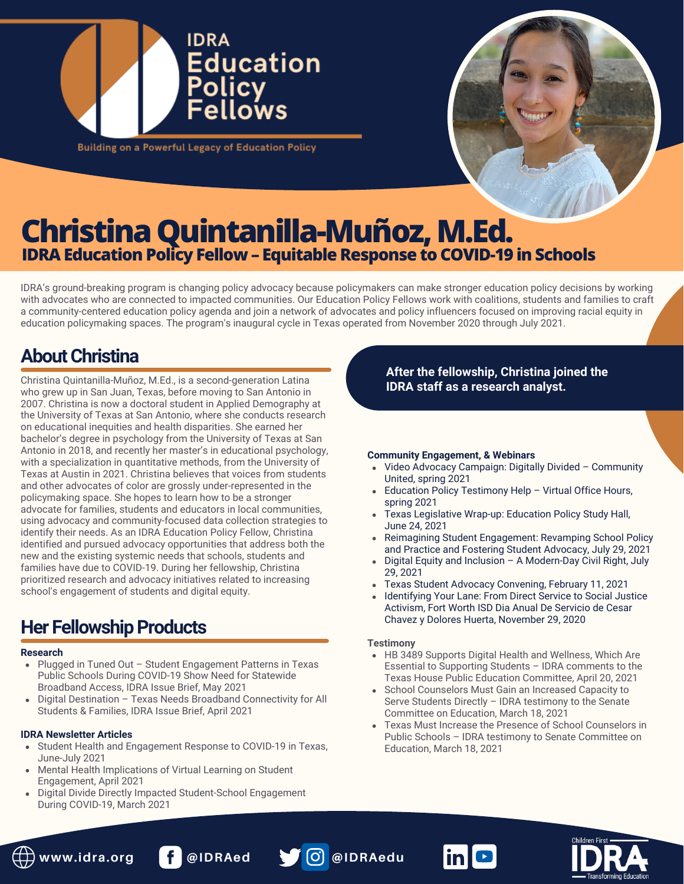IDRA Education Policy Fellows

Building on a Powerful Legacy of Education Policy

# Christina Quintanilla-Muñoz, M.Ed.

## IDRA Education Policy Fellow – Equitable Response to COVID-19 in Schools

IDRA's ground-breaking program is changing policy advocacy because policymakers can make stronger education policy decisions by working with advocates who are connected to impacted communities. Our Education Policy Fellows work with coalitions, students and families to craft a community-centered education policy agenda and join a network of advocates and policy influencers focused on improving racial equity in education policymaking spaces. The program's inaugural cycle in Texas operated from November 2020 through July 2021.

## About Christina

Christina Quintanilla-Muñoz, M.Ed., is a second-generation Latina who grew up in San Juan, Texas, before moving to San Antonio in 2007. Christina is now a doctoral student in Applied Demography at the University of Texas at San Antonio, where she conducts research on educational inequities and health disparities. She earned her bachelor's degree in psychology from the University of Texas at San Antonio in 2018, and recently her master's in educational psychology, with a specialization in quantitative methods, from the University of Texas at Austin in 2021. Christina believes that voices from students and other advocates of color are grossly under-represented in the policymaking space. She hopes to learn how to be a stronger advocate for families, students and educators in local communities, using advocacy and community-focused data collection strategies to identify their needs. As an IDRA Education Policy Fellow, Christina identified and pursued advocacy opportunities that address both the new and the existing systemic needs that schools, students and families have due to COVID-19. During her fellowship, Christina prioritized research and advocacy initiatives related to increasing school's engagement of students and digital equity.

**After the fellowship, Christina joined the IDRA staff as a research analyst.**

## Her Fellowship Products

**Research**

- Plugged in Tuned Out – Student Engagement Patterns in Texas Public Schools During COVID-19 Show Need for Statewide Broadband Access, IDRA Issue Brief, May 2021
- Digital Destination – Texas Needs Broadband Connectivity for All Students & Families, IDRA Issue Brief, April 2021

**IDRA Newsletter Articles**

- Student Health and Engagement Response to COVID-19 in Texas, June-July 2021
- Mental Health Implications of Virtual Learning on Student Engagement, April 2021
- Digital Divide Directly Impacted Student-School Engagement During COVID-19, March 2021

**Community Engagement, & Webinars**

- Video Advocacy Campaign: Digitally Divided – Community United, spring 2021
- Education Policy Testimony Help – Virtual Office Hours, spring 2021
- Texas Legislative Wrap-up: Education Policy Study Hall, June 24, 2021
- Reimagining Student Engagement: Revamping School Policy and Practice and Fostering Student Advocacy, July 29, 2021
- Digital Equity and Inclusion – A Modern-Day Civil Right, July 29, 2021
- Texas Student Advocacy Convening, February 11, 2021
- Identifying Your Lane: From Direct Service to Social Justice Activism, Fort Worth ISD Dia Anual De Servicio de Cesar Chavez y Dolores Huerta, November 29, 2020

**Testimony**

- HB 3489 Supports Digital Health and Wellness, Which Are Essential to Supporting Students – IDRA comments to the Texas House Public Education Committee, April 20, 2021
- School Counselors Must Gain an Increased Capacity to Serve Students Directly – IDRA testimony to the Senate Committee on Education, March 18, 2021
- Texas Must Increase the Presence of School Counselors in Public Schools – IDRA testimony to Senate Committee on Education, March 18, 2021

www.idra.org | @IDRAed | @IDRAedu

Children First IDRA Transforming Education